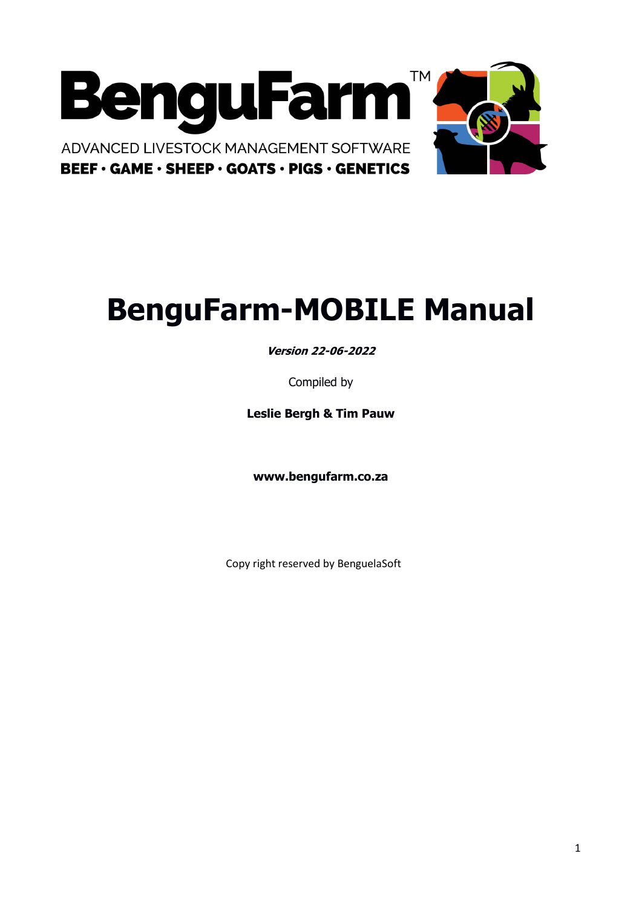BenguFarm™

ADVANCED LIVESTOCK MANAGEMENT SOFTWARE

**BEEF • GAME • SHEEP • GOATS • PIGS • GENETICS**

# BenguFarm-MOBILE Manual

***Version 22-06-2022***

Compiled by

**Leslie Bergh & Tim Pauw**

**www.bengufarm.co.za**

Copy right reserved by BenguelaSoft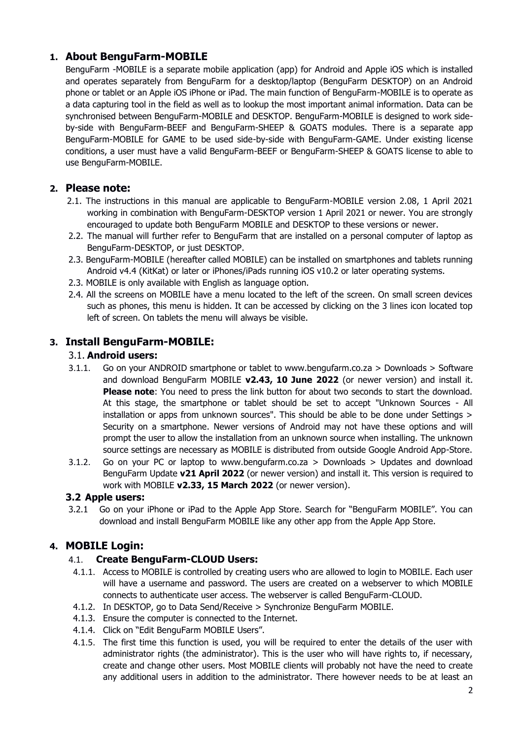## 1. About BenguFarm-MOBILE

BenguFarm -MOBILE is a separate mobile application (app) for Android and Apple iOS which is installed and operates separately from BenguFarm for a desktop/laptop (BenguFarm DESKTOP) on an Android phone or tablet or an Apple iOS iPhone or iPad. The main function of BenguFarm-MOBILE is to operate as a data capturing tool in the field as well as to lookup the most important animal information. Data can be synchronised between BenguFarm-MOBILE and DESKTOP. BenguFarm-MOBILE is designed to work side-by-side with BenguFarm-BEEF and BenguFarm-SHEEP & GOATS modules. There is a separate app BenguFarm-MOBILE for GAME to be used side-by-side with BenguFarm-GAME. Under existing license conditions, a user must have a valid BenguFarm-BEEF or BenguFarm-SHEEP & GOATS license to able to use BenguFarm-MOBILE.

## 2. Please note:

2.1. The instructions in this manual are applicable to BenguFarm-MOBILE version 2.08, 1 April 2021 working in combination with BenguFarm-DESKTOP version 1 April 2021 or newer. You are strongly encouraged to update both BenguFarm MOBILE and DESKTOP to these versions or newer.

2.2. The manual will further refer to BenguFarm that are installed on a personal computer of laptop as BenguFarm-DESKTOP, or just DESKTOP.

2.3. BenguFarm-MOBILE (hereafter called MOBILE) can be installed on smartphones and tablets running Android v4.4 (KitKat) or later or iPhones/iPads running iOS v10.2 or later operating systems.

2.3. MOBILE is only available with English as language option.

2.4. All the screens on MOBILE have a menu located to the left of the screen. On small screen devices such as phones, this menu is hidden. It can be accessed by clicking on the 3 lines icon located top left of screen. On tablets the menu will always be visible.

## 3. Install BenguFarm-MOBILE:

### 3.1. Android users:

3.1.1. Go on your ANDROID smartphone or tablet to www.bengufarm.co.za > Downloads > Software and download BenguFarm MOBILE **v2.43, 10 June 2022** (or newer version) and install it. **Please note**: You need to press the link button for about two seconds to start the download. At this stage, the smartphone or tablet should be set to accept "Unknown Sources - All installation or apps from unknown sources". This should be able to be done under Settings > Security on a smartphone. Newer versions of Android may not have these options and will prompt the user to allow the installation from an unknown source when installing. The unknown source settings are necessary as MOBILE is distributed from outside Google Android App-Store.

3.1.2. Go on your PC or laptop to www.bengufarm.co.za > Downloads > Updates and download BenguFarm Update **v21 April 2022** (or newer version) and install it. This version is required to work with MOBILE **v2.33, 15 March 2022** (or newer version).

### 3.2 Apple users:

3.2.1 Go on your iPhone or iPad to the Apple App Store. Search for "BenguFarm MOBILE". You can download and install BenguFarm MOBILE like any other app from the Apple App Store.

## 4. MOBILE Login:

### 4.1. Create BenguFarm-CLOUD Users:

4.1.1. Access to MOBILE is controlled by creating users who are allowed to login to MOBILE. Each user will have a username and password. The users are created on a webserver to which MOBILE connects to authenticate user access. The webserver is called BenguFarm-CLOUD.

4.1.2. In DESKTOP, go to Data Send/Receive > Synchronize BenguFarm MOBILE.

4.1.3. Ensure the computer is connected to the Internet.

4.1.4. Click on "Edit BenguFarm MOBILE Users".

4.1.5. The first time this function is used, you will be required to enter the details of the user with administrator rights (the administrator). This is the user who will have rights to, if necessary, create and change other users. Most MOBILE clients will probably not have the need to create any additional users in addition to the administrator. There however needs to be at least an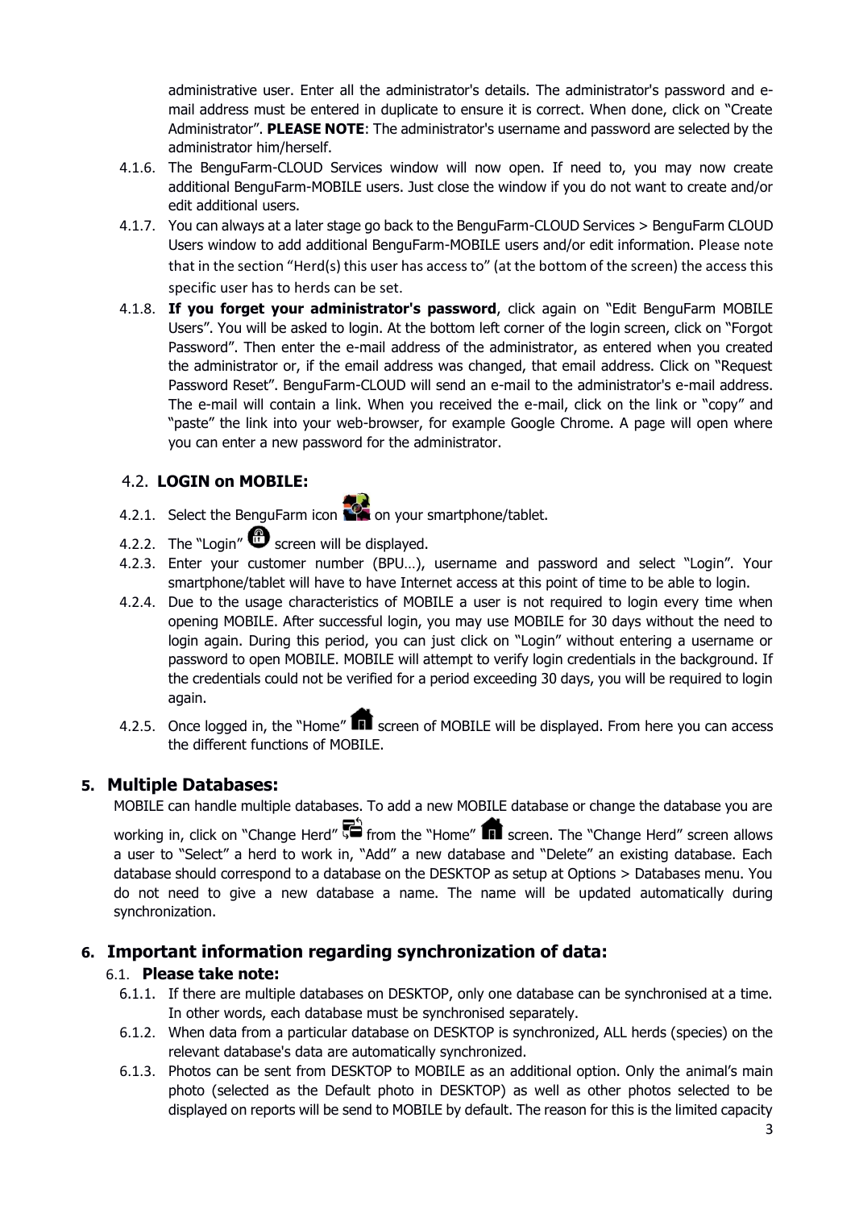administrative user. Enter all the administrator's details. The administrator's password and e-mail address must be entered in duplicate to ensure it is correct. When done, click on "Create Administrator". **PLEASE NOTE**: The administrator's username and password are selected by the administrator him/herself.

4.1.6. The BenguFarm-CLOUD Services window will now open. If need to, you may now create additional BenguFarm-MOBILE users. Just close the window if you do not want to create and/or edit additional users.

4.1.7. You can always at a later stage go back to the BenguFarm-CLOUD Services > BenguFarm CLOUD Users window to add additional BenguFarm-MOBILE users and/or edit information. Please note that in the section "Herd(s) this user has access to" (at the bottom of the screen) the access this specific user has to herds can be set.

4.1.8. **If you forget your administrator's password**, click again on "Edit BenguFarm MOBILE Users". You will be asked to login. At the bottom left corner of the login screen, click on "Forgot Password". Then enter the e-mail address of the administrator, as entered when you created the administrator or, if the email address was changed, that email address. Click on "Request Password Reset". BenguFarm-CLOUD will send an e-mail to the administrator's e-mail address. The e-mail will contain a link. When you received the e-mail, click on the link or "copy" and "paste" the link into your web-browser, for example Google Chrome. A page will open where you can enter a new password for the administrator.

### 4.2. LOGIN on MOBILE:

4.2.1. Select the BenguFarm icon on your smartphone/tablet.

4.2.2. The "Login" screen will be displayed.

4.2.3. Enter your customer number (BPU…), username and password and select "Login". Your smartphone/tablet will have to have Internet access at this point of time to be able to login.

4.2.4. Due to the usage characteristics of MOBILE a user is not required to login every time when opening MOBILE. After successful login, you may use MOBILE for 30 days without the need to login again. During this period, you can just click on "Login" without entering a username or password to open MOBILE. MOBILE will attempt to verify login credentials in the background. If the credentials could not be verified for a period exceeding 30 days, you will be required to login again.

4.2.5. Once logged in, the "Home" screen of MOBILE will be displayed. From here you can access the different functions of MOBILE.

## 5. Multiple Databases:

MOBILE can handle multiple databases. To add a new MOBILE database or change the database you are working in, click on "Change Herd" from the "Home" screen. The "Change Herd" screen allows a user to "Select" a herd to work in, "Add" a new database and "Delete" an existing database. Each database should correspond to a database on the DESKTOP as setup at Options > Databases menu. You do not need to give a new database a name. The name will be updated automatically during synchronization.

## 6. Important information regarding synchronization of data:

### 6.1. Please take note:

6.1.1. If there are multiple databases on DESKTOP, only one database can be synchronised at a time. In other words, each database must be synchronised separately.

6.1.2. When data from a particular database on DESKTOP is synchronized, ALL herds (species) on the relevant database's data are automatically synchronized.

6.1.3. Photos can be sent from DESKTOP to MOBILE as an additional option. Only the animal's main photo (selected as the Default photo in DESKTOP) as well as other photos selected to be displayed on reports will be send to MOBILE by default. The reason for this is the limited capacity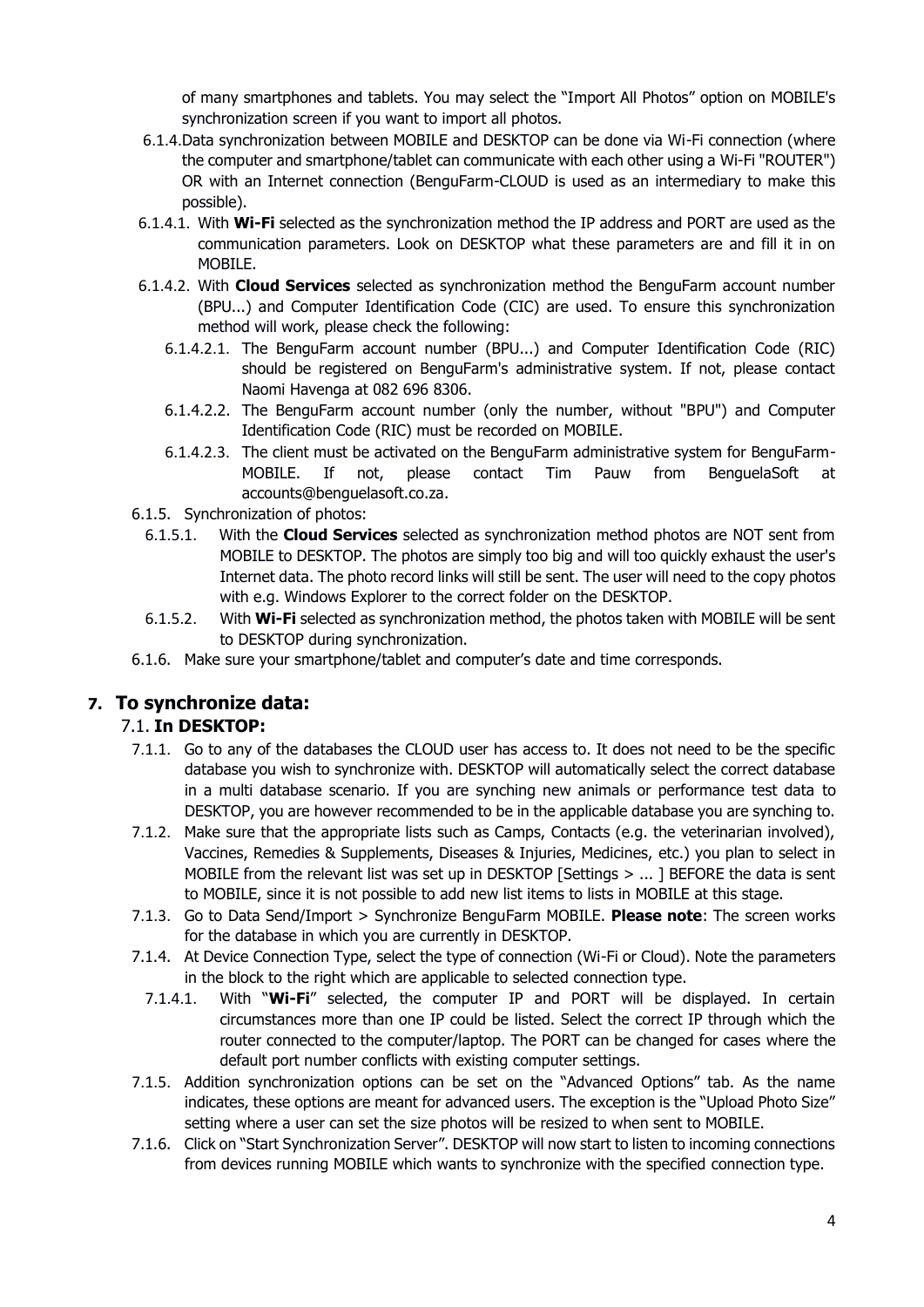of many smartphones and tablets. You may select the "Import All Photos" option on MOBILE's synchronization screen if you want to import all photos.

6.1.4. Data synchronization between MOBILE and DESKTOP can be done via Wi-Fi connection (where the computer and smartphone/tablet can communicate with each other using a Wi-Fi "ROUTER") OR with an Internet connection (BenguFarm-CLOUD is used as an intermediary to make this possible).

6.1.4.1. With **Wi-Fi** selected as the synchronization method the IP address and PORT are used as the communication parameters. Look on DESKTOP what these parameters are and fill it in on MOBILE.

6.1.4.2. With **Cloud Services** selected as synchronization method the BenguFarm account number (BPU...) and Computer Identification Code (CIC) are used. To ensure this synchronization method will work, please check the following:

6.1.4.2.1. The BenguFarm account number (BPU...) and Computer Identification Code (RIC) should be registered on BenguFarm's administrative system. If not, please contact Naomi Havenga at 082 696 8306.

6.1.4.2.2. The BenguFarm account number (only the number, without "BPU") and Computer Identification Code (RIC) must be recorded on MOBILE.

6.1.4.2.3. The client must be activated on the BenguFarm administrative system for BenguFarm-MOBILE. If not, please contact Tim Pauw from BenguelaSoft at accounts@benguelasoft.co.za.

6.1.5. Synchronization of photos:

6.1.5.1. With the **Cloud Services** selected as synchronization method photos are NOT sent from MOBILE to DESKTOP. The photos are simply too big and will too quickly exhaust the user's Internet data. The photo record links will still be sent. The user will need to the copy photos with e.g. Windows Explorer to the correct folder on the DESKTOP.

6.1.5.2. With **Wi-Fi** selected as synchronization method, the photos taken with MOBILE will be sent to DESKTOP during synchronization.

6.1.6. Make sure your smartphone/tablet and computer's date and time corresponds.

# 7. To synchronize data:

## 7.1. In DESKTOP:

7.1.1. Go to any of the databases the CLOUD user has access to. It does not need to be the specific database you wish to synchronize with. DESKTOP will automatically select the correct database in a multi database scenario. If you are synching new animals or performance test data to DESKTOP, you are however recommended to be in the applicable database you are synching to.

7.1.2. Make sure that the appropriate lists such as Camps, Contacts (e.g. the veterinarian involved), Vaccines, Remedies & Supplements, Diseases & Injuries, Medicines, etc.) you plan to select in MOBILE from the relevant list was set up in DESKTOP [Settings > ... ] BEFORE the data is sent to MOBILE, since it is not possible to add new list items to lists in MOBILE at this stage.

7.1.3. Go to Data Send/Import > Synchronize BenguFarm MOBILE. **Please note**: The screen works for the database in which you are currently in DESKTOP.

7.1.4. At Device Connection Type, select the type of connection (Wi-Fi or Cloud). Note the parameters in the block to the right which are applicable to selected connection type.

7.1.4.1. With "**Wi-Fi**" selected, the computer IP and PORT will be displayed. In certain circumstances more than one IP could be listed. Select the correct IP through which the router connected to the computer/laptop. The PORT can be changed for cases where the default port number conflicts with existing computer settings.

7.1.5. Addition synchronization options can be set on the "Advanced Options" tab. As the name indicates, these options are meant for advanced users. The exception is the "Upload Photo Size" setting where a user can set the size photos will be resized to when sent to MOBILE.

7.1.6. Click on "Start Synchronization Server". DESKTOP will now start to listen to incoming connections from devices running MOBILE which wants to synchronize with the specified connection type.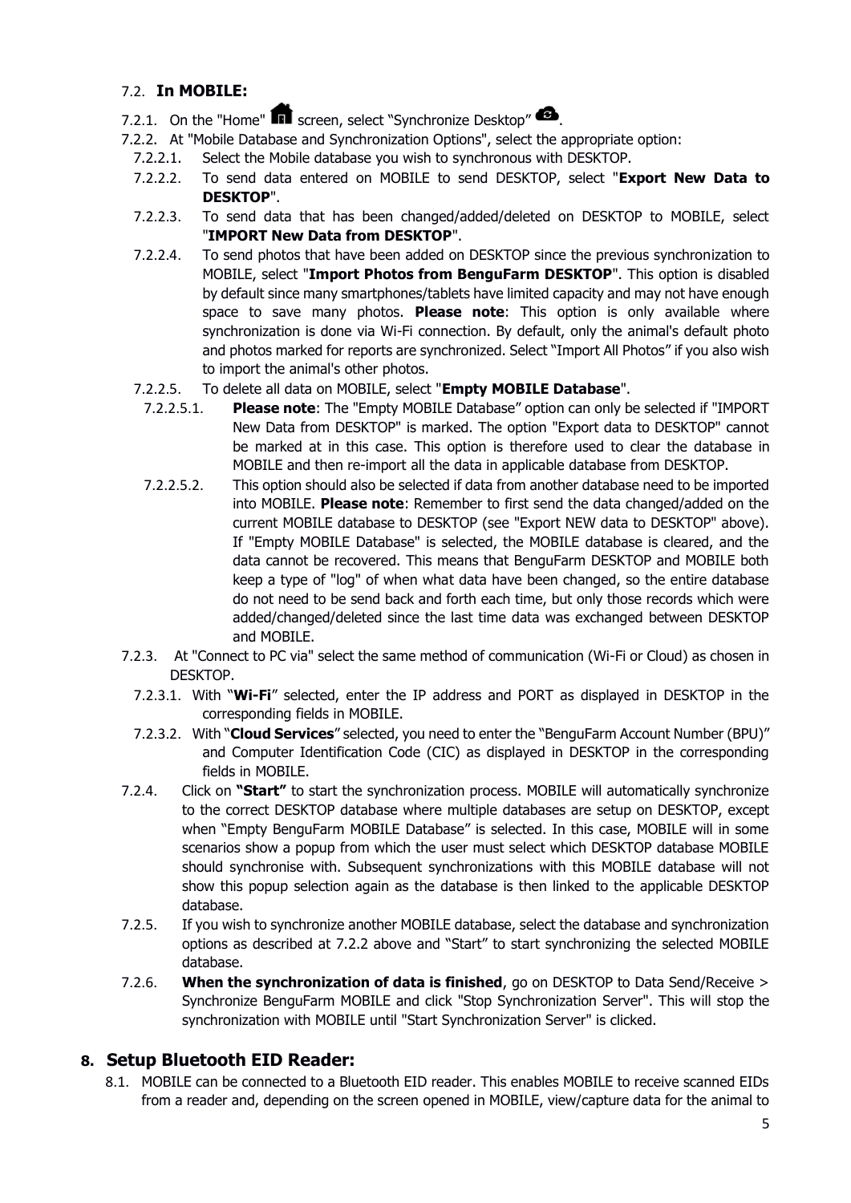### 7.2. **In MOBILE:**

7.2.1. On the "Home" screen, select "Synchronize Desktop".

7.2.2. At "Mobile Database and Synchronization Options", select the appropriate option:

7.2.2.1. Select the Mobile database you wish to synchronous with DESKTOP.

7.2.2.2. To send data entered on MOBILE to send DESKTOP, select "**Export New Data to DESKTOP**".

7.2.2.3. To send data that has been changed/added/deleted on DESKTOP to MOBILE, select "**IMPORT New Data from DESKTOP**".

7.2.2.4. To send photos that have been added on DESKTOP since the previous synchronization to MOBILE, select "**Import Photos from BenguFarm DESKTOP**". This option is disabled by default since many smartphones/tablets have limited capacity and may not have enough space to save many photos. **Please note**: This option is only available where synchronization is done via Wi-Fi connection. By default, only the animal's default photo and photos marked for reports are synchronized. Select "Import All Photos" if you also wish to import the animal's other photos.

7.2.2.5. To delete all data on MOBILE, select "**Empty MOBILE Database**".

7.2.2.5.1. **Please note**: The "Empty MOBILE Database" option can only be selected if "IMPORT New Data from DESKTOP" is marked. The option "Export data to DESKTOP" cannot be marked at in this case. This option is therefore used to clear the database in MOBILE and then re-import all the data in applicable database from DESKTOP.

7.2.2.5.2. This option should also be selected if data from another database need to be imported into MOBILE. **Please note**: Remember to first send the data changed/added on the current MOBILE database to DESKTOP (see "Export NEW data to DESKTOP" above). If "Empty MOBILE Database" is selected, the MOBILE database is cleared, and the data cannot be recovered. This means that BenguFarm DESKTOP and MOBILE both keep a type of "log" of when what data have been changed, so the entire database do not need to be send back and forth each time, but only those records which were added/changed/deleted since the last time data was exchanged between DESKTOP and MOBILE.

7.2.3. At "Connect to PC via" select the same method of communication (Wi-Fi or Cloud) as chosen in DESKTOP.

7.2.3.1. With "**Wi-Fi**" selected, enter the IP address and PORT as displayed in DESKTOP in the corresponding fields in MOBILE.

7.2.3.2. With "**Cloud Services**" selected, you need to enter the "BenguFarm Account Number (BPU)" and Computer Identification Code (CIC) as displayed in DESKTOP in the corresponding fields in MOBILE.

7.2.4. Click on **"Start"** to start the synchronization process. MOBILE will automatically synchronize to the correct DESKTOP database where multiple databases are setup on DESKTOP, except when "Empty BenguFarm MOBILE Database" is selected. In this case, MOBILE will in some scenarios show a popup from which the user must select which DESKTOP database MOBILE should synchronise with. Subsequent synchronizations with this MOBILE database will not show this popup selection again as the database is then linked to the applicable DESKTOP database.

7.2.5. If you wish to synchronize another MOBILE database, select the database and synchronization options as described at 7.2.2 above and "Start" to start synchronizing the selected MOBILE database.

7.2.6. **When the synchronization of data is finished**, go on DESKTOP to Data Send/Receive > Synchronize BenguFarm MOBILE and click "Stop Synchronization Server". This will stop the synchronization with MOBILE until "Start Synchronization Server" is clicked.

## 8. Setup Bluetooth EID Reader:

8.1. MOBILE can be connected to a Bluetooth EID reader. This enables MOBILE to receive scanned EIDs from a reader and, depending on the screen opened in MOBILE, view/capture data for the animal to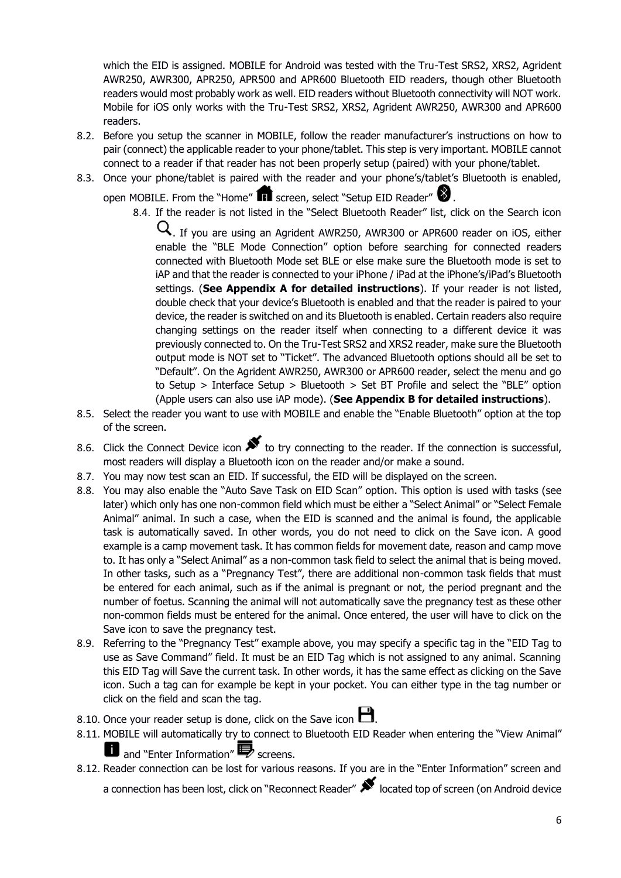which the EID is assigned. MOBILE for Android was tested with the Tru-Test SRS2, XRS2, Agrident AWR250, AWR300, APR250, APR500 and APR600 Bluetooth EID readers, though other Bluetooth readers would most probably work as well. EID readers without Bluetooth connectivity will NOT work. Mobile for iOS only works with the Tru-Test SRS2, XRS2, Agrident AWR250, AWR300 and APR600 readers.

8.2. Before you setup the scanner in MOBILE, follow the reader manufacturer's instructions on how to pair (connect) the applicable reader to your phone/tablet. This step is very important. MOBILE cannot connect to a reader if that reader has not been properly setup (paired) with your phone/tablet.

8.3. Once your phone/tablet is paired with the reader and your phone's/tablet's Bluetooth is enabled, open MOBILE. From the "Home" screen, select "Setup EID Reader".

8.4. If the reader is not listed in the "Select Bluetooth Reader" list, click on the Search icon. If you are using an Agrident AWR250, AWR300 or APR600 reader on iOS, either enable the "BLE Mode Connection" option before searching for connected readers connected with Bluetooth Mode set BLE or else make sure the Bluetooth mode is set to iAP and that the reader is connected to your iPhone / iPad at the iPhone's/iPad's Bluetooth settings. (**See Appendix A for detailed instructions**). If your reader is not listed, double check that your device's Bluetooth is enabled and that the reader is paired to your device, the reader is switched on and its Bluetooth is enabled. Certain readers also require changing settings on the reader itself when connecting to a different device it was previously connected to. On the Tru-Test SRS2 and XRS2 reader, make sure the Bluetooth output mode is NOT set to "Ticket". The advanced Bluetooth options should all be set to "Default". On the Agrident AWR250, AWR300 or APR600 reader, select the menu and go to Setup > Interface Setup > Bluetooth > Set BT Profile and select the "BLE" option (Apple users can also use iAP mode). (**See Appendix B for detailed instructions**).

8.5. Select the reader you want to use with MOBILE and enable the "Enable Bluetooth" option at the top of the screen.

8.6. Click the Connect Device icon to try connecting to the reader. If the connection is successful, most readers will display a Bluetooth icon on the reader and/or make a sound.

8.7. You may now test scan an EID. If successful, the EID will be displayed on the screen.

8.8. You may also enable the "Auto Save Task on EID Scan" option. This option is used with tasks (see later) which only has one non-common field which must be either a "Select Animal" or "Select Female Animal" animal. In such a case, when the EID is scanned and the animal is found, the applicable task is automatically saved. In other words, you do not need to click on the Save icon. A good example is a camp movement task. It has common fields for movement date, reason and camp move to. It has only a "Select Animal" as a non-common task field to select the animal that is being moved. In other tasks, such as a "Pregnancy Test", there are additional non-common task fields that must be entered for each animal, such as if the animal is pregnant or not, the period pregnant and the number of foetus. Scanning the animal will not automatically save the pregnancy test as these other non-common fields must be entered for the animal. Once entered, the user will have to click on the Save icon to save the pregnancy test.

8.9. Referring to the "Pregnancy Test" example above, you may specify a specific tag in the "EID Tag to use as Save Command" field. It must be an EID Tag which is not assigned to any animal. Scanning this EID Tag will Save the current task. In other words, it has the same effect as clicking on the Save icon. Such a tag can for example be kept in your pocket. You can either type in the tag number or click on the field and scan the tag.

8.10. Once your reader setup is done, click on the Save icon.

8.11. MOBILE will automatically try to connect to Bluetooth EID Reader when entering the "View Animal" and "Enter Information" screens.

8.12. Reader connection can be lost for various reasons. If you are in the "Enter Information" screen and a connection has been lost, click on "Reconnect Reader" located top of screen (on Android device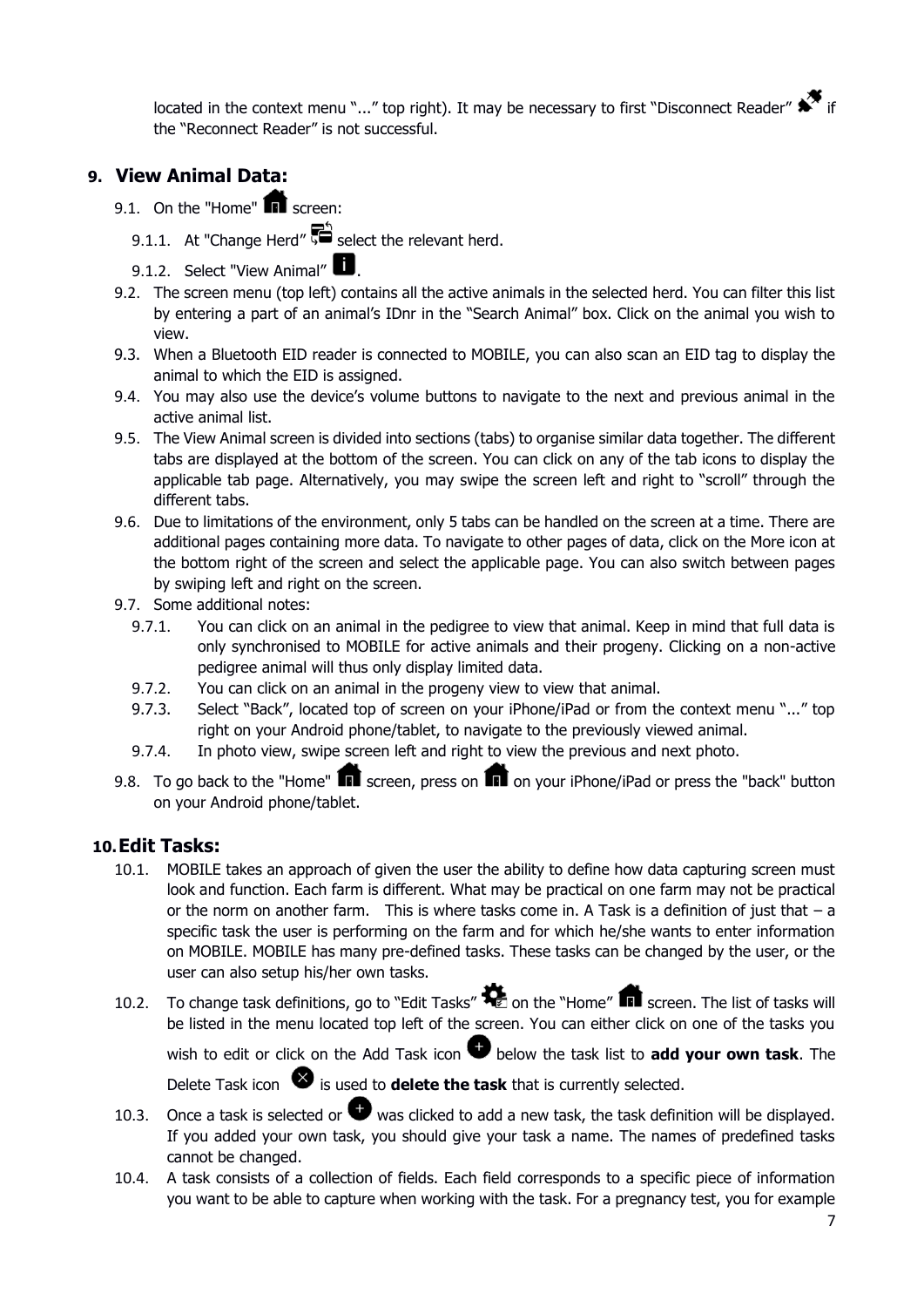located in the context menu "..." top right). It may be necessary to first "Disconnect Reader" if the "Reconnect Reader" is not successful.

## 9. View Animal Data:

9.1. On the "Home" screen:

9.1.1. At "Change Herd" select the relevant herd.

9.1.2. Select "View Animal".

9.2. The screen menu (top left) contains all the active animals in the selected herd. You can filter this list by entering a part of an animal's IDnr in the "Search Animal" box. Click on the animal you wish to view.

9.3. When a Bluetooth EID reader is connected to MOBILE, you can also scan an EID tag to display the animal to which the EID is assigned.

9.4. You may also use the device's volume buttons to navigate to the next and previous animal in the active animal list.

9.5. The View Animal screen is divided into sections (tabs) to organise similar data together. The different tabs are displayed at the bottom of the screen. You can click on any of the tab icons to display the applicable tab page. Alternatively, you may swipe the screen left and right to "scroll" through the different tabs.

9.6. Due to limitations of the environment, only 5 tabs can be handled on the screen at a time. There are additional pages containing more data. To navigate to other pages of data, click on the More icon at the bottom right of the screen and select the applicable page. You can also switch between pages by swiping left and right on the screen.

9.7. Some additional notes:

9.7.1. You can click on an animal in the pedigree to view that animal. Keep in mind that full data is only synchronised to MOBILE for active animals and their progeny. Clicking on a non-active pedigree animal will thus only display limited data.

9.7.2. You can click on an animal in the progeny view to view that animal.

9.7.3. Select "Back", located top of screen on your iPhone/iPad or from the context menu "..." top right on your Android phone/tablet, to navigate to the previously viewed animal.

9.7.4. In photo view, swipe screen left and right to view the previous and next photo.

9.8. To go back to the "Home" screen, press on on your iPhone/iPad or press the "back" button on your Android phone/tablet.

## 10. Edit Tasks:

10.1. MOBILE takes an approach of given the user the ability to define how data capturing screen must look and function. Each farm is different. What may be practical on one farm may not be practical or the norm on another farm. This is where tasks come in. A Task is a definition of just that – a specific task the user is performing on the farm and for which he/she wants to enter information on MOBILE. MOBILE has many pre-defined tasks. These tasks can be changed by the user, or the user can also setup his/her own tasks.

10.2. To change task definitions, go to "Edit Tasks" on the "Home" screen. The list of tasks will be listed in the menu located top left of the screen. You can either click on one of the tasks you wish to edit or click on the Add Task icon below the task list to **add your own task**. The Delete Task icon is used to **delete the task** that is currently selected.

10.3. Once a task is selected or was clicked to add a new task, the task definition will be displayed. If you added your own task, you should give your task a name. The names of predefined tasks cannot be changed.

10.4. A task consists of a collection of fields. Each field corresponds to a specific piece of information you want to be able to capture when working with the task. For a pregnancy test, you for example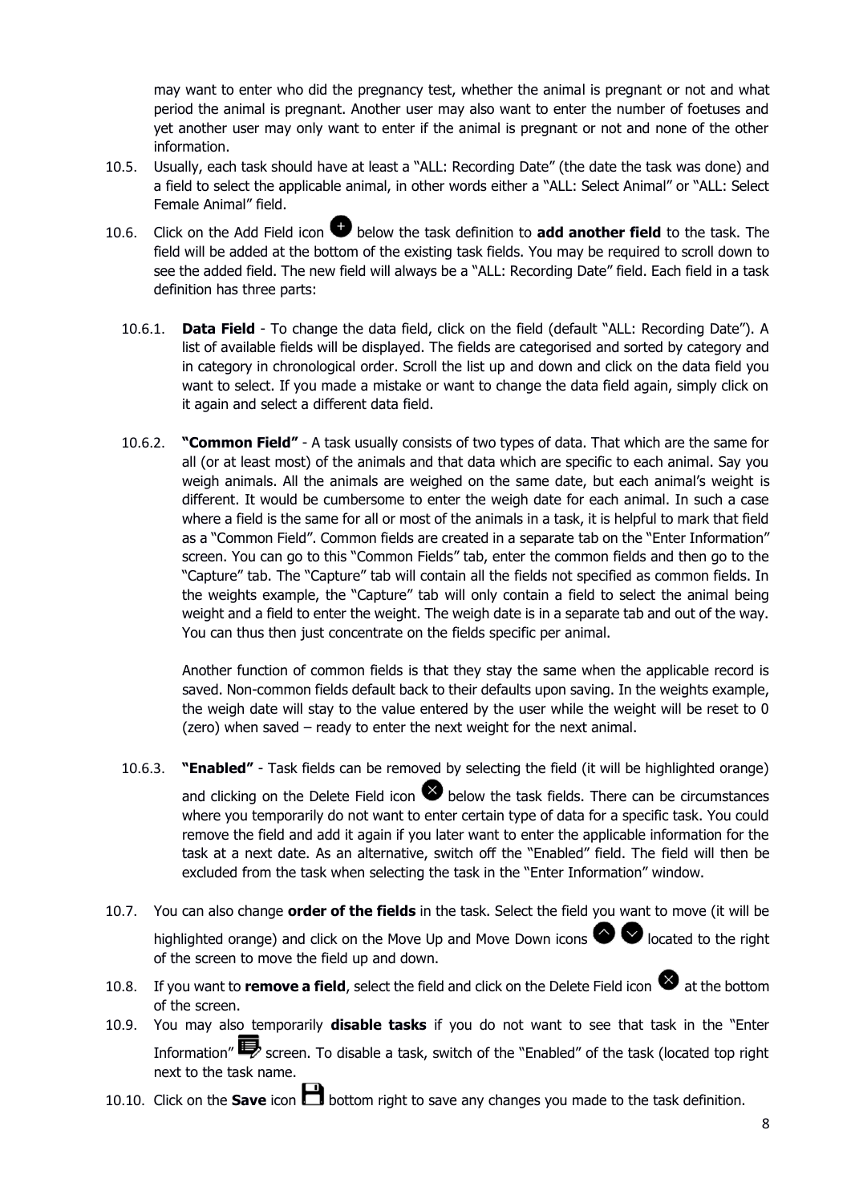may want to enter who did the pregnancy test, whether the animal is pregnant or not and what period the animal is pregnant. Another user may also want to enter the number of foetuses and yet another user may only want to enter if the animal is pregnant or not and none of the other information.

10.5. Usually, each task should have at least a "ALL: Recording Date" (the date the task was done) and a field to select the applicable animal, in other words either a "ALL: Select Animal" or "ALL: Select Female Animal" field.

10.6. Click on the Add Field icon below the task definition to **add another field** to the task. The field will be added at the bottom of the existing task fields. You may be required to scroll down to see the added field. The new field will always be a "ALL: Recording Date" field. Each field in a task definition has three parts:

10.6.1. **Data Field** - To change the data field, click on the field (default "ALL: Recording Date"). A list of available fields will be displayed. The fields are categorised and sorted by category and in category in chronological order. Scroll the list up and down and click on the data field you want to select. If you made a mistake or want to change the data field again, simply click on it again and select a different data field.

10.6.2. **"Common Field"** - A task usually consists of two types of data. That which are the same for all (or at least most) of the animals and that data which are specific to each animal. Say you weigh animals. All the animals are weighed on the same date, but each animal's weight is different. It would be cumbersome to enter the weigh date for each animal. In such a case where a field is the same for all or most of the animals in a task, it is helpful to mark that field as a "Common Field". Common fields are created in a separate tab on the "Enter Information" screen. You can go to this "Common Fields" tab, enter the common fields and then go to the "Capture" tab. The "Capture" tab will contain all the fields not specified as common fields. In the weights example, the "Capture" tab will only contain a field to select the animal being weight and a field to enter the weight. The weigh date is in a separate tab and out of the way. You can thus then just concentrate on the fields specific per animal.

Another function of common fields is that they stay the same when the applicable record is saved. Non-common fields default back to their defaults upon saving. In the weights example, the weigh date will stay to the value entered by the user while the weight will be reset to 0 (zero) when saved – ready to enter the next weight for the next animal.

10.6.3. **"Enabled"** - Task fields can be removed by selecting the field (it will be highlighted orange) and clicking on the Delete Field icon below the task fields. There can be circumstances where you temporarily do not want to enter certain type of data for a specific task. You could remove the field and add it again if you later want to enter the applicable information for the task at a next date. As an alternative, switch off the "Enabled" field. The field will then be excluded from the task when selecting the task in the "Enter Information" window.

10.7. You can also change **order of the fields** in the task. Select the field you want to move (it will be highlighted orange) and click on the Move Up and Move Down icons located to the right of the screen to move the field up and down.

10.8. If you want to **remove a field**, select the field and click on the Delete Field icon at the bottom of the screen.

10.9. You may also temporarily **disable tasks** if you do not want to see that task in the "Enter Information" screen. To disable a task, switch of the "Enabled" of the task (located top right next to the task name.

10.10. Click on the **Save** icon bottom right to save any changes you made to the task definition.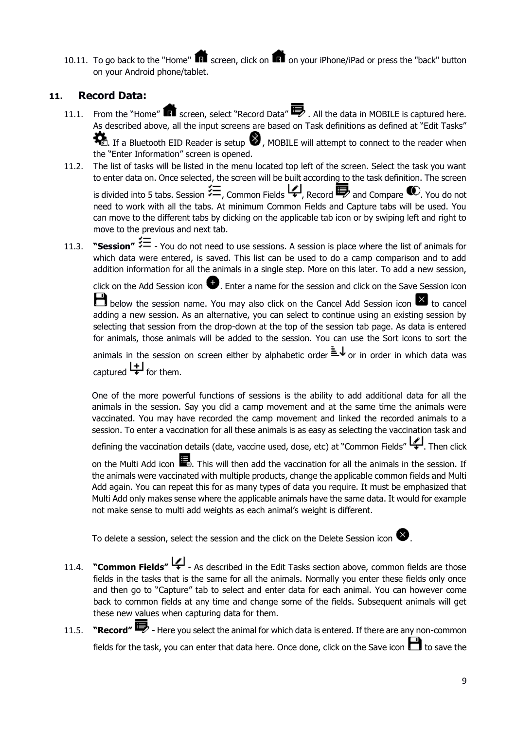10.11. To go back to the "Home" screen, click on on your iPhone/iPad or press the "back" button on your Android phone/tablet.

## 11. Record Data:

11.1. From the "Home" screen, select "Record Data" . All the data in MOBILE is captured here. As described above, all the input screens are based on Task definitions as defined at "Edit Tasks" . If a Bluetooth EID Reader is setup , MOBILE will attempt to connect to the reader when the "Enter Information" screen is opened.

11.2. The list of tasks will be listed in the menu located top left of the screen. Select the task you want to enter data on. Once selected, the screen will be built according to the task definition. The screen is divided into 5 tabs. Session , Common Fields , Record and Compare . You do not need to work with all the tabs. At minimum Common Fields and Capture tabs will be used. You can move to the different tabs by clicking on the applicable tab icon or by swiping left and right to move to the previous and next tab.

11.3. **"Session"** - You do not need to use sessions. A session is place where the list of animals for which data were entered, is saved. This list can be used to do a camp comparison and to add addition information for all the animals in a single step. More on this later. To add a new session, click on the Add Session icon . Enter a name for the session and click on the Save Session icon below the session name. You may also click on the Cancel Add Session icon to cancel adding a new session. As an alternative, you can select to continue using an existing session by selecting that session from the drop-down at the top of the session tab page. As data is entered for animals, those animals will be added to the session. You can use the Sort icons to sort the animals in the session on screen either by alphabetic order or in order in which data was captured for them.

One of the more powerful functions of sessions is the ability to add additional data for all the animals in the session. Say you did a camp movement and at the same time the animals were vaccinated. You may have recorded the camp movement and linked the recorded animals to a session. To enter a vaccination for all these animals is as easy as selecting the vaccination task and defining the vaccination details (date, vaccine used, dose, etc) at "Common Fields" . Then click on the Multi Add icon . This will then add the vaccination for all the animals in the session. If the animals were vaccinated with multiple products, change the applicable common fields and Multi Add again. You can repeat this for as many types of data you require. It must be emphasized that Multi Add only makes sense where the applicable animals have the same data. It would for example not make sense to multi add weights as each animal's weight is different.

To delete a session, select the session and the click on the Delete Session icon .

11.4. **"Common Fields"** - As described in the Edit Tasks section above, common fields are those fields in the tasks that is the same for all the animals. Normally you enter these fields only once and then go to "Capture" tab to select and enter data for each animal. You can however come back to common fields at any time and change some of the fields. Subsequent animals will get these new values when capturing data for them.

11.5. **"Record"** - Here you select the animal for which data is entered. If there are any non-common fields for the task, you can enter that data here. Once done, click on the Save icon to save the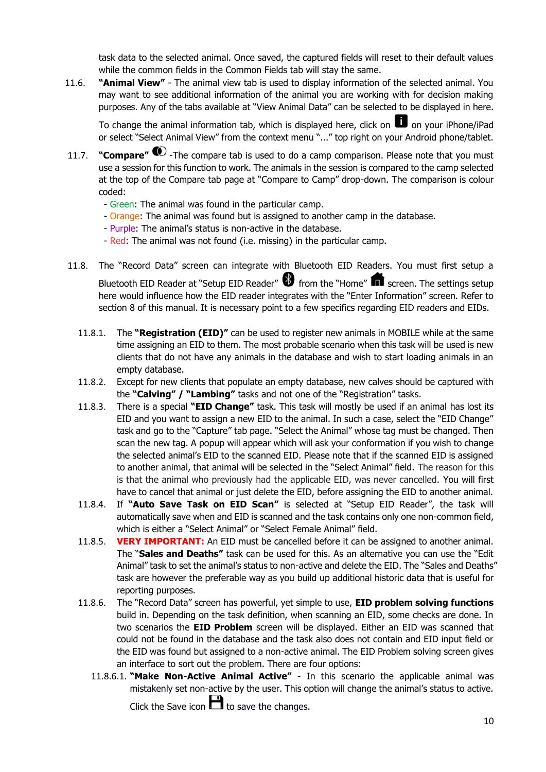task data to the selected animal. Once saved, the captured fields will reset to their default values while the common fields in the Common Fields tab will stay the same.

11.6. **"Animal View"** - The animal view tab is used to display information of the selected animal. You may want to see additional information of the animal you are working with for decision making purposes. Any of the tabs available at "View Animal Data" can be selected to be displayed in here.

To change the animal information tab, which is displayed here, click on on your iPhone/iPad or select "Select Animal View" from the context menu "..." top right on your Android phone/tablet.

11.7. **"Compare"** -The compare tab is used to do a camp comparison. Please note that you must use a session for this function to work. The animals in the session is compared to the camp selected at the top of the Compare tab page at "Compare to Camp" drop-down. The comparison is colour coded:

- Green: The animal was found in the particular camp.
- Orange: The animal was found but is assigned to another camp in the database.
- Purple: The animal's status is non-active in the database.
- Red: The animal was not found (i.e. missing) in the particular camp.

11.8. The "Record Data" screen can integrate with Bluetooth EID Readers. You must first setup a Bluetooth EID Reader at "Setup EID Reader" from the "Home" screen. The settings setup here would influence how the EID reader integrates with the "Enter Information" screen. Refer to section 8 of this manual. It is necessary point to a few specifics regarding EID readers and EIDs.

11.8.1. The **"Registration (EID)"** can be used to register new animals in MOBILE while at the same time assigning an EID to them. The most probable scenario when this task will be used is new clients that do not have any animals in the database and wish to start loading animals in an empty database.

11.8.2. Except for new clients that populate an empty database, new calves should be captured with the **"Calving" / "Lambing"** tasks and not one of the "Registration" tasks.

11.8.3. There is a special **"EID Change"** task. This task will mostly be used if an animal has lost its EID and you want to assign a new EID to the animal. In such a case, select the "EID Change" task and go to the "Capture" tab page. "Select the Animal" whose tag must be changed. Then scan the new tag. A popup will appear which will ask your conformation if you wish to change the selected animal's EID to the scanned EID. Please note that if the scanned EID is assigned to another animal, that animal will be selected in the "Select Animal" field. The reason for this is that the animal who previously had the applicable EID, was never cancelled. You will first have to cancel that animal or just delete the EID, before assigning the EID to another animal.

11.8.4. If **"Auto Save Task on EID Scan"** is selected at "Setup EID Reader", the task will automatically save when and EID is scanned and the task contains only one non-common field, which is either a "Select Animal" or "Select Female Animal" field.

11.8.5. **VERY IMPORTANT:** An EID must be cancelled before it can be assigned to another animal. The "**Sales and Deaths"** task can be used for this. As an alternative you can use the "Edit Animal" task to set the animal's status to non-active and delete the EID. The "Sales and Deaths" task are however the preferable way as you build up additional historic data that is useful for reporting purposes.

11.8.6. The "Record Data" screen has powerful, yet simple to use, **EID problem solving functions** build in. Depending on the task definition, when scanning an EID, some checks are done. In two scenarios the **EID Problem** screen will be displayed. Either an EID was scanned that could not be found in the database and the task also does not contain and EID input field or the EID was found but assigned to a non-active animal. The EID Problem solving screen gives an interface to sort out the problem. There are four options:

11.8.6.1. **"Make Non-Active Animal Active"** - In this scenario the applicable animal was mistakenly set non-active by the user. This option will change the animal's status to active. Click the Save icon to save the changes.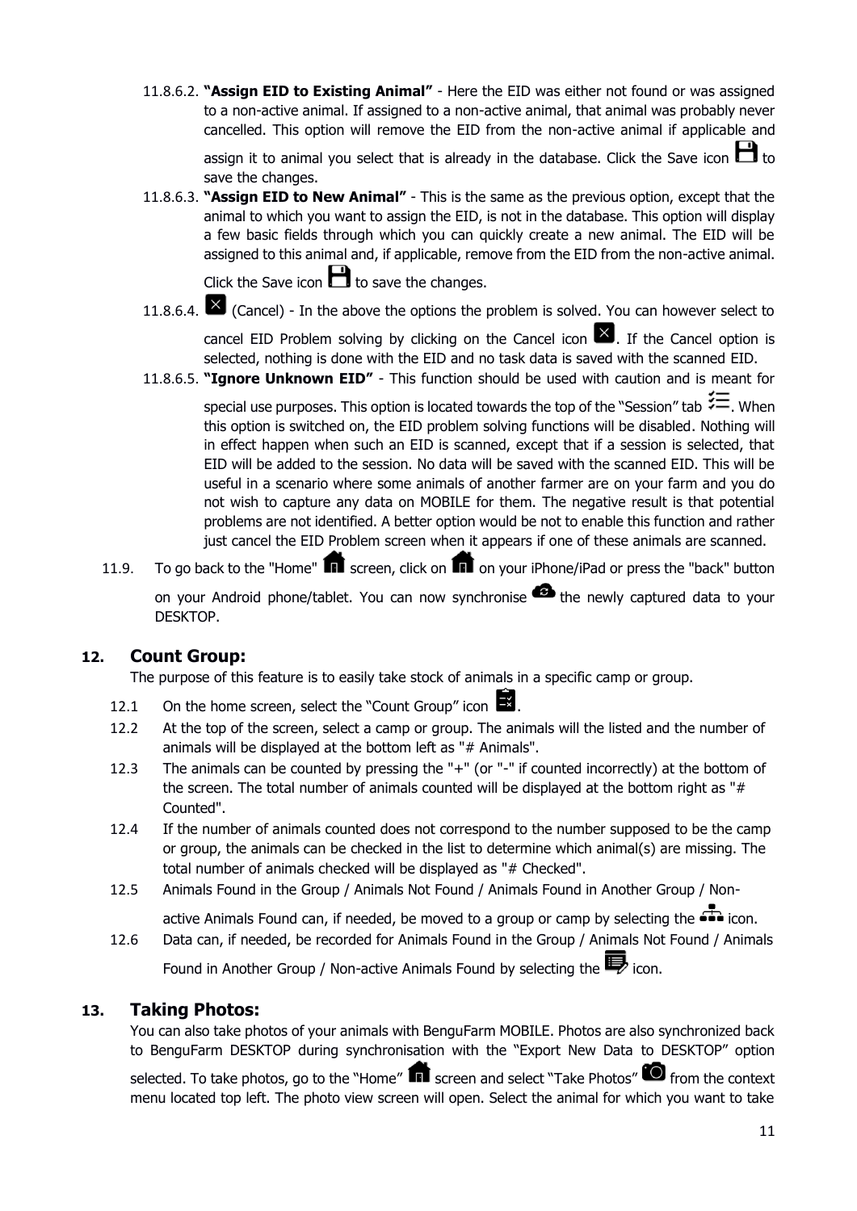11.8.6.2. **"Assign EID to Existing Animal"** - Here the EID was either not found or was assigned to a non-active animal. If assigned to a non-active animal, that animal was probably never cancelled. This option will remove the EID from the non-active animal if applicable and assign it to animal you select that is already in the database. Click the Save icon to save the changes.

11.8.6.3. **"Assign EID to New Animal"** - This is the same as the previous option, except that the animal to which you want to assign the EID, is not in the database. This option will display a few basic fields through which you can quickly create a new animal. The EID will be assigned to this animal and, if applicable, remove from the EID from the non-active animal. Click the Save icon to save the changes.

11.8.6.4. (Cancel) - In the above the options the problem is solved. You can however select to cancel EID Problem solving by clicking on the Cancel icon. If the Cancel option is selected, nothing is done with the EID and no task data is saved with the scanned EID.

11.8.6.5. **"Ignore Unknown EID"** - This function should be used with caution and is meant for special use purposes. This option is located towards the top of the "Session" tab. When this option is switched on, the EID problem solving functions will be disabled. Nothing will in effect happen when such an EID is scanned, except that if a session is selected, that EID will be added to the session. No data will be saved with the scanned EID. This will be useful in a scenario where some animals of another farmer are on your farm and you do not wish to capture any data on MOBILE for them. The negative result is that potential problems are not identified. A better option would be not to enable this function and rather just cancel the EID Problem screen when it appears if one of these animals are scanned.

11.9. To go back to the "Home" screen, click on on your iPhone/iPad or press the "back" button on your Android phone/tablet. You can now synchronise the newly captured data to your DESKTOP.

## 12. Count Group:

The purpose of this feature is to easily take stock of animals in a specific camp or group.

12.1 On the home screen, select the "Count Group" icon.

12.2 At the top of the screen, select a camp or group. The animals will the listed and the number of animals will be displayed at the bottom left as "# Animals".

12.3 The animals can be counted by pressing the "+" (or "-" if counted incorrectly) at the bottom of the screen. The total number of animals counted will be displayed at the bottom right as "# Counted".

12.4 If the number of animals counted does not correspond to the number supposed to be the camp or group, the animals can be checked in the list to determine which animal(s) are missing. The total number of animals checked will be displayed as "# Checked".

12.5 Animals Found in the Group / Animals Not Found / Animals Found in Another Group / Non-active Animals Found can, if needed, be moved to a group or camp by selecting the icon.

12.6 Data can, if needed, be recorded for Animals Found in the Group / Animals Not Found / Animals Found in Another Group / Non-active Animals Found by selecting the icon.

## 13. Taking Photos:

You can also take photos of your animals with BenguFarm MOBILE. Photos are also synchronized back to BenguFarm DESKTOP during synchronisation with the "Export New Data to DESKTOP" option selected. To take photos, go to the "Home" screen and select "Take Photos" from the context menu located top left. The photo view screen will open. Select the animal for which you want to take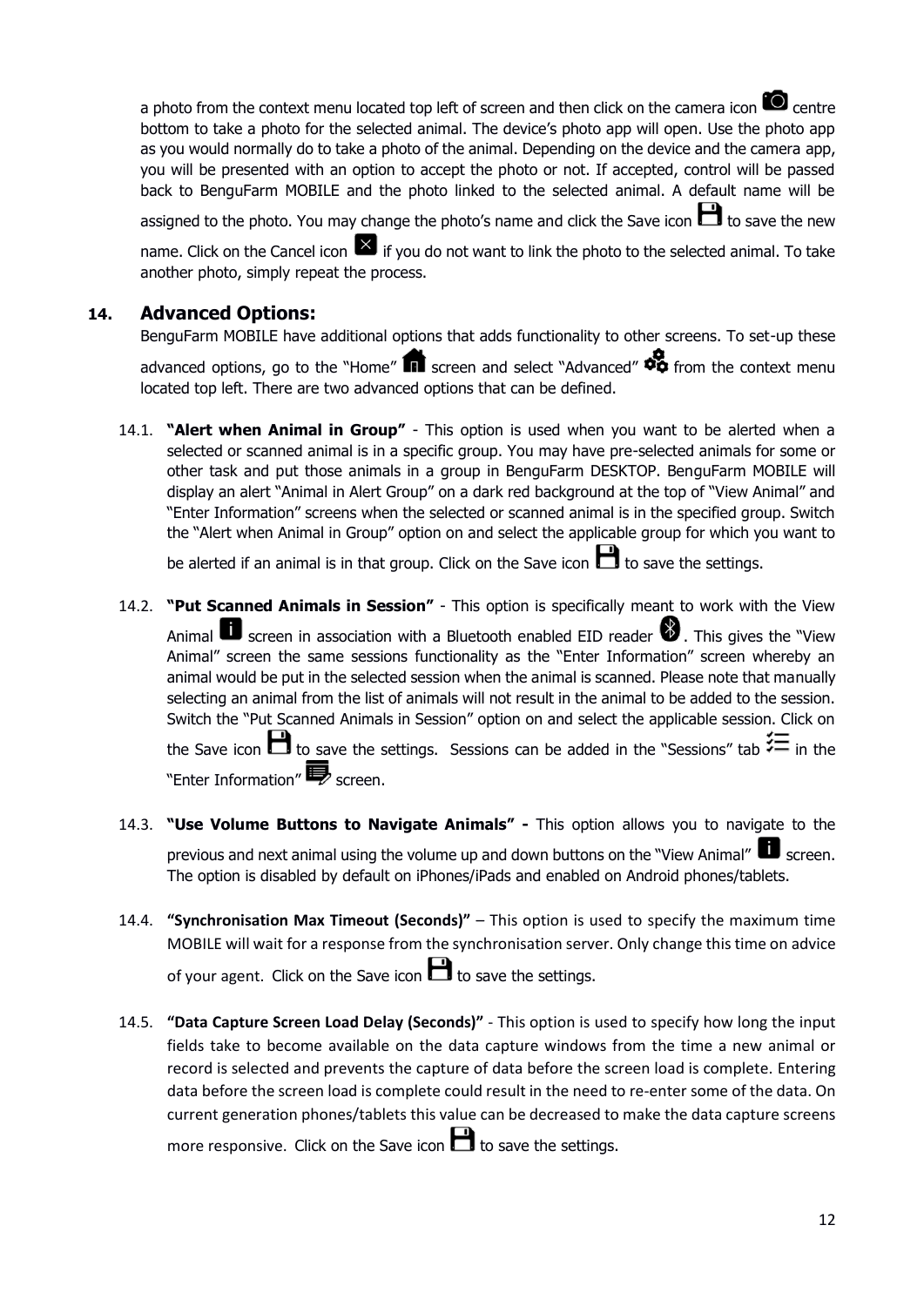a photo from the context menu located top left of screen and then click on the camera icon centre bottom to take a photo for the selected animal. The device's photo app will open. Use the photo app as you would normally do to take a photo of the animal. Depending on the device and the camera app, you will be presented with an option to accept the photo or not. If accepted, control will be passed back to BenguFarm MOBILE and the photo linked to the selected animal. A default name will be assigned to the photo. You may change the photo's name and click the Save icon to save the new name. Click on the Cancel icon if you do not want to link the photo to the selected animal. To take another photo, simply repeat the process.

## 14. Advanced Options:

BenguFarm MOBILE have additional options that adds functionality to other screens. To set-up these advanced options, go to the "Home" screen and select "Advanced" from the context menu located top left. There are two advanced options that can be defined.

14.1. **"Alert when Animal in Group"** - This option is used when you want to be alerted when a selected or scanned animal is in a specific group. You may have pre-selected animals for some or other task and put those animals in a group in BenguFarm DESKTOP. BenguFarm MOBILE will display an alert "Animal in Alert Group" on a dark red background at the top of "View Animal" and "Enter Information" screens when the selected or scanned animal is in the specified group. Switch the "Alert when Animal in Group" option on and select the applicable group for which you want to be alerted if an animal is in that group. Click on the Save icon to save the settings.

14.2. **"Put Scanned Animals in Session"** - This option is specifically meant to work with the View Animal screen in association with a Bluetooth enabled EID reader . This gives the "View Animal" screen the same sessions functionality as the "Enter Information" screen whereby an animal would be put in the selected session when the animal is scanned. Please note that manually selecting an animal from the list of animals will not result in the animal to be added to the session. Switch the "Put Scanned Animals in Session" option on and select the applicable session. Click on the Save icon to save the settings. Sessions can be added in the "Sessions" tab in the "Enter Information" screen.

14.3. **"Use Volume Buttons to Navigate Animals" -** This option allows you to navigate to the previous and next animal using the volume up and down buttons on the "View Animal" screen. The option is disabled by default on iPhones/iPads and enabled on Android phones/tablets.

14.4. **"Synchronisation Max Timeout (Seconds)"** – This option is used to specify the maximum time MOBILE will wait for a response from the synchronisation server. Only change this time on advice of your agent. Click on the Save icon to save the settings.

14.5. **"Data Capture Screen Load Delay (Seconds)"** - This option is used to specify how long the input fields take to become available on the data capture windows from the time a new animal or record is selected and prevents the capture of data before the screen load is complete. Entering data before the screen load is complete could result in the need to re-enter some of the data. On current generation phones/tablets this value can be decreased to make the data capture screens more responsive. Click on the Save icon to save the settings.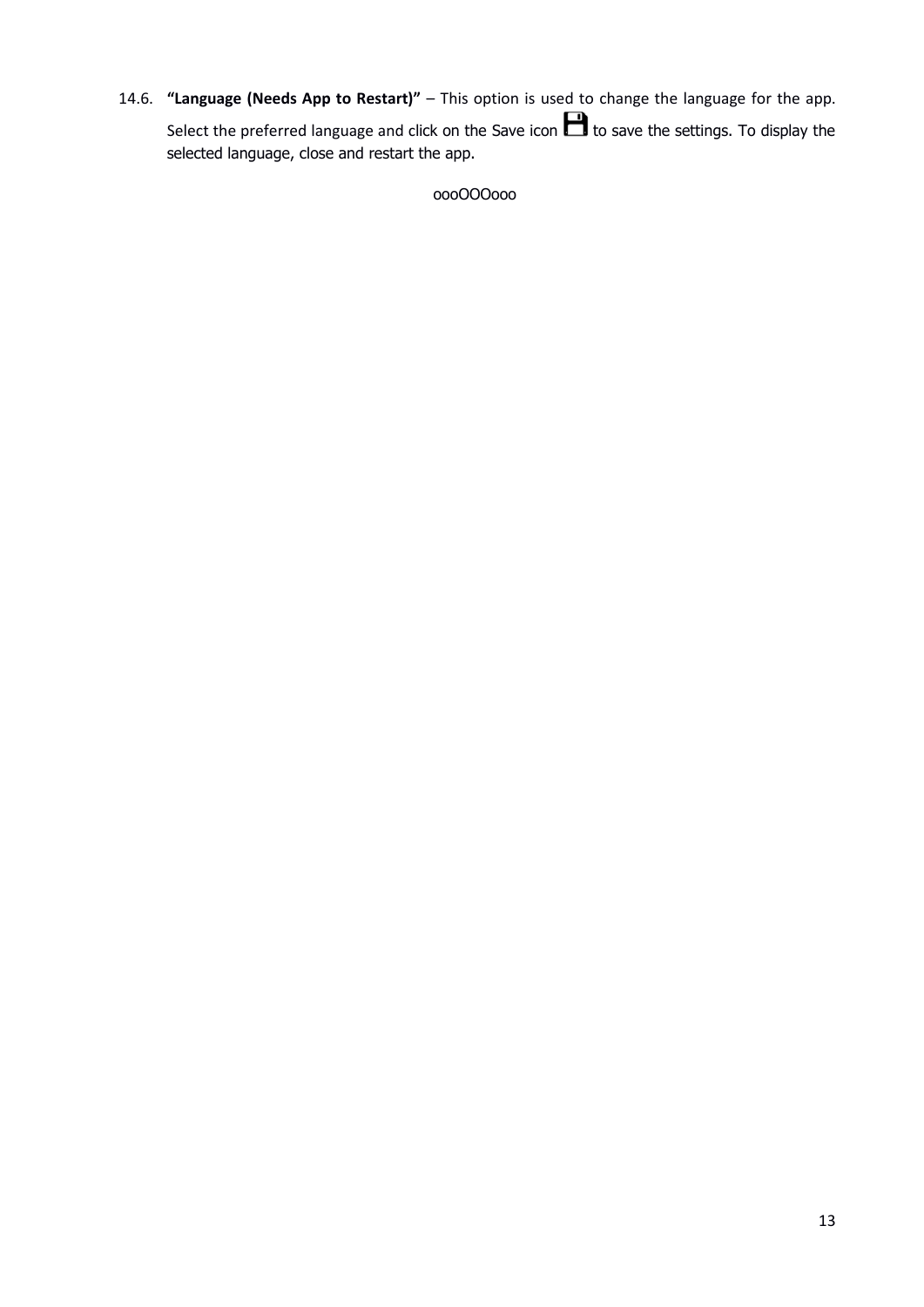14.6. **“Language (Needs App to Restart)”** – This option is used to change the language for the app. Select the preferred language and click on the Save icon to save the settings. To display the selected language, close and restart the app.

oooOOOooo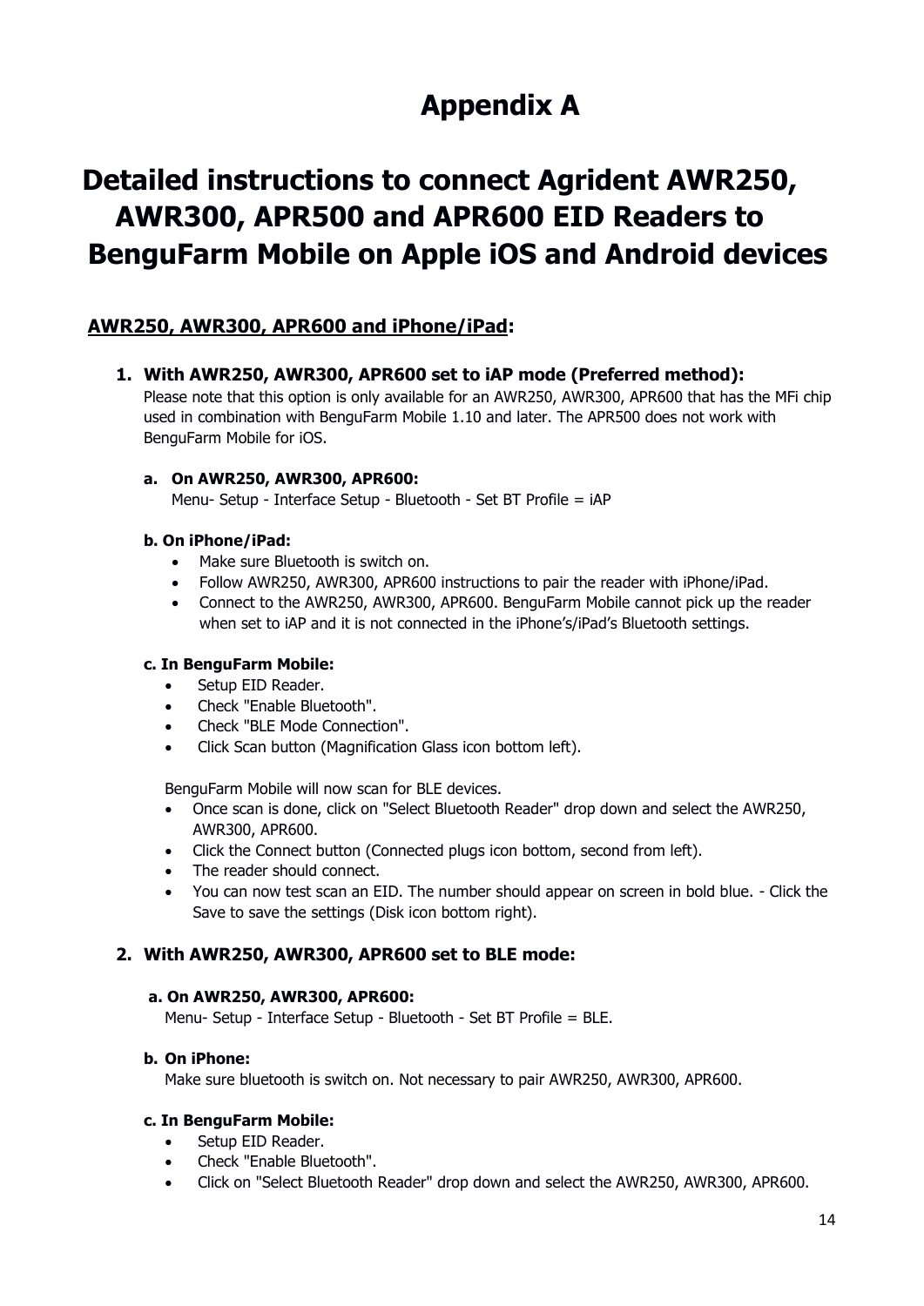# Appendix A

# Detailed instructions to connect Agrident AWR250, AWR300, APR500 and APR600 EID Readers to BenguFarm Mobile on Apple iOS and Android devices

## AWR250, AWR300, APR600 and iPhone/iPad:

### 1. With AWR250, AWR300, APR600 set to iAP mode (Preferred method):

Please note that this option is only available for an AWR250, AWR300, APR600 that has the MFi chip used in combination with BenguFarm Mobile 1.10 and later. The APR500 does not work with BenguFarm Mobile for iOS.

**a. On AWR250, AWR300, APR600:**

Menu- Setup - Interface Setup - Bluetooth - Set BT Profile = iAP

**b. On iPhone/iPad:**

- Make sure Bluetooth is switch on.
- Follow AWR250, AWR300, APR600 instructions to pair the reader with iPhone/iPad.
- Connect to the AWR250, AWR300, APR600. BenguFarm Mobile cannot pick up the reader when set to iAP and it is not connected in the iPhone's/iPad's Bluetooth settings.

**c. In BenguFarm Mobile:**

- Setup EID Reader.
- Check "Enable Bluetooth".
- Check "BLE Mode Connection".
- Click Scan button (Magnification Glass icon bottom left).

BenguFarm Mobile will now scan for BLE devices.

- Once scan is done, click on "Select Bluetooth Reader" drop down and select the AWR250, AWR300, APR600.
- Click the Connect button (Connected plugs icon bottom, second from left).
- The reader should connect.
- You can now test scan an EID. The number should appear on screen in bold blue. - Click the Save to save the settings (Disk icon bottom right).

### 2. With AWR250, AWR300, APR600 set to BLE mode:

**a. On AWR250, AWR300, APR600:**

Menu- Setup - Interface Setup - Bluetooth - Set BT Profile = BLE.

**b. On iPhone:**

Make sure bluetooth is switch on. Not necessary to pair AWR250, AWR300, APR600.

**c. In BenguFarm Mobile:**

- Setup EID Reader.
- Check "Enable Bluetooth".
- Click on "Select Bluetooth Reader" drop down and select the AWR250, AWR300, APR600.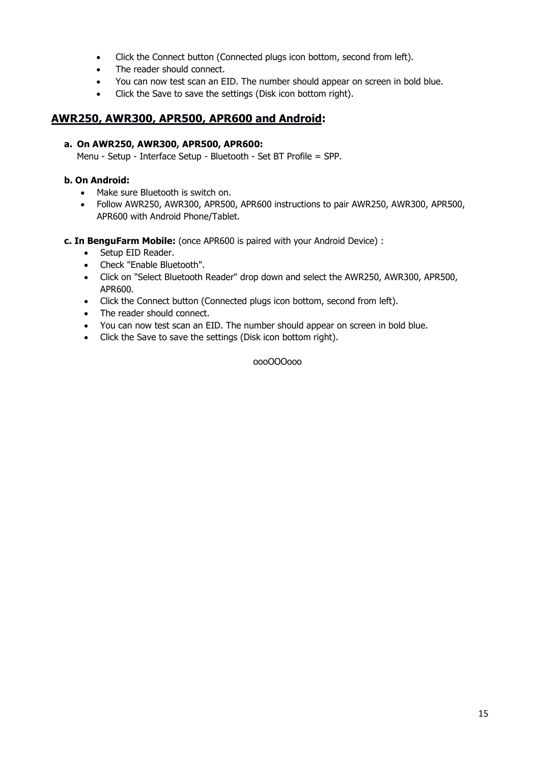- Click the Connect button (Connected plugs icon bottom, second from left).
- The reader should connect.
- You can now test scan an EID. The number should appear on screen in bold blue.
- Click the Save to save the settings (Disk icon bottom right).

## AWR250, AWR300, APR500, APR600 and Android:

**a. On AWR250, AWR300, APR500, APR600:**
Menu - Setup - Interface Setup - Bluetooth - Set BT Profile = SPP.

**b. On Android:**

- Make sure Bluetooth is switch on.
- Follow AWR250, AWR300, APR500, APR600 instructions to pair AWR250, AWR300, APR500, APR600 with Android Phone/Tablet.

**c. In BenguFarm Mobile:** (once APR600 is paired with your Android Device) :

- Setup EID Reader.
- Check "Enable Bluetooth".
- Click on "Select Bluetooth Reader" drop down and select the AWR250, AWR300, APR500, APR600.
- Click the Connect button (Connected plugs icon bottom, second from left).
- The reader should connect.
- You can now test scan an EID. The number should appear on screen in bold blue.
- Click the Save to save the settings (Disk icon bottom right).

oooOOOooo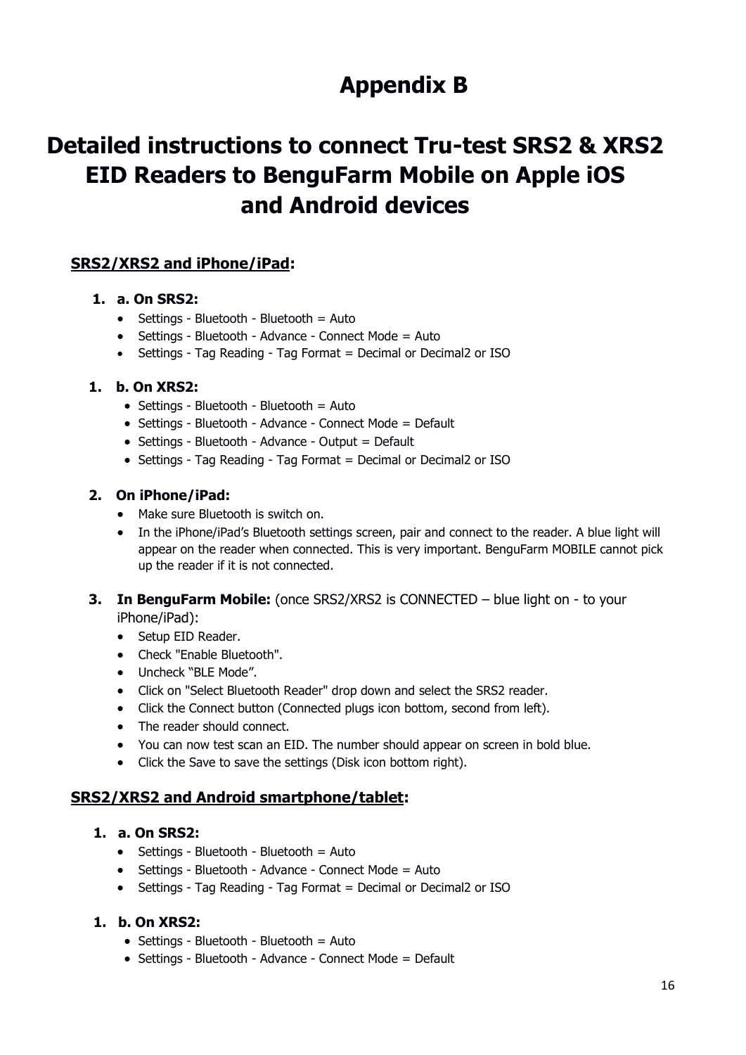# Appendix B

# Detailed instructions to connect Tru-test SRS2 & XRS2 EID Readers to BenguFarm Mobile on Apple iOS and Android devices

## SRS2/XRS2 and iPhone/iPad:

**1. a. On SRS2:**

- Settings - Bluetooth - Bluetooth = Auto
- Settings - Bluetooth - Advance - Connect Mode = Auto
- Settings - Tag Reading - Tag Format = Decimal or Decimal2 or ISO

**1. b. On XRS2:**

- Settings - Bluetooth - Bluetooth = Auto
- Settings - Bluetooth - Advance - Connect Mode = Default
- Settings - Bluetooth - Advance - Output = Default
- Settings - Tag Reading - Tag Format = Decimal or Decimal2 or ISO

**2. On iPhone/iPad:**

- Make sure Bluetooth is switch on.
- In the iPhone/iPad's Bluetooth settings screen, pair and connect to the reader. A blue light will appear on the reader when connected. This is very important. BenguFarm MOBILE cannot pick up the reader if it is not connected.

**3. In BenguFarm Mobile:** (once SRS2/XRS2 is CONNECTED – blue light on - to your iPhone/iPad):

- Setup EID Reader.
- Check "Enable Bluetooth".
- Uncheck "BLE Mode".
- Click on "Select Bluetooth Reader" drop down and select the SRS2 reader.
- Click the Connect button (Connected plugs icon bottom, second from left).
- The reader should connect.
- You can now test scan an EID. The number should appear on screen in bold blue.
- Click the Save to save the settings (Disk icon bottom right).

## SRS2/XRS2 and Android smartphone/tablet:

**1. a. On SRS2:**

- Settings - Bluetooth - Bluetooth = Auto
- Settings - Bluetooth - Advance - Connect Mode = Auto
- Settings - Tag Reading - Tag Format = Decimal or Decimal2 or ISO

**1. b. On XRS2:**

- Settings - Bluetooth - Bluetooth = Auto
- Settings - Bluetooth - Advance - Connect Mode = Default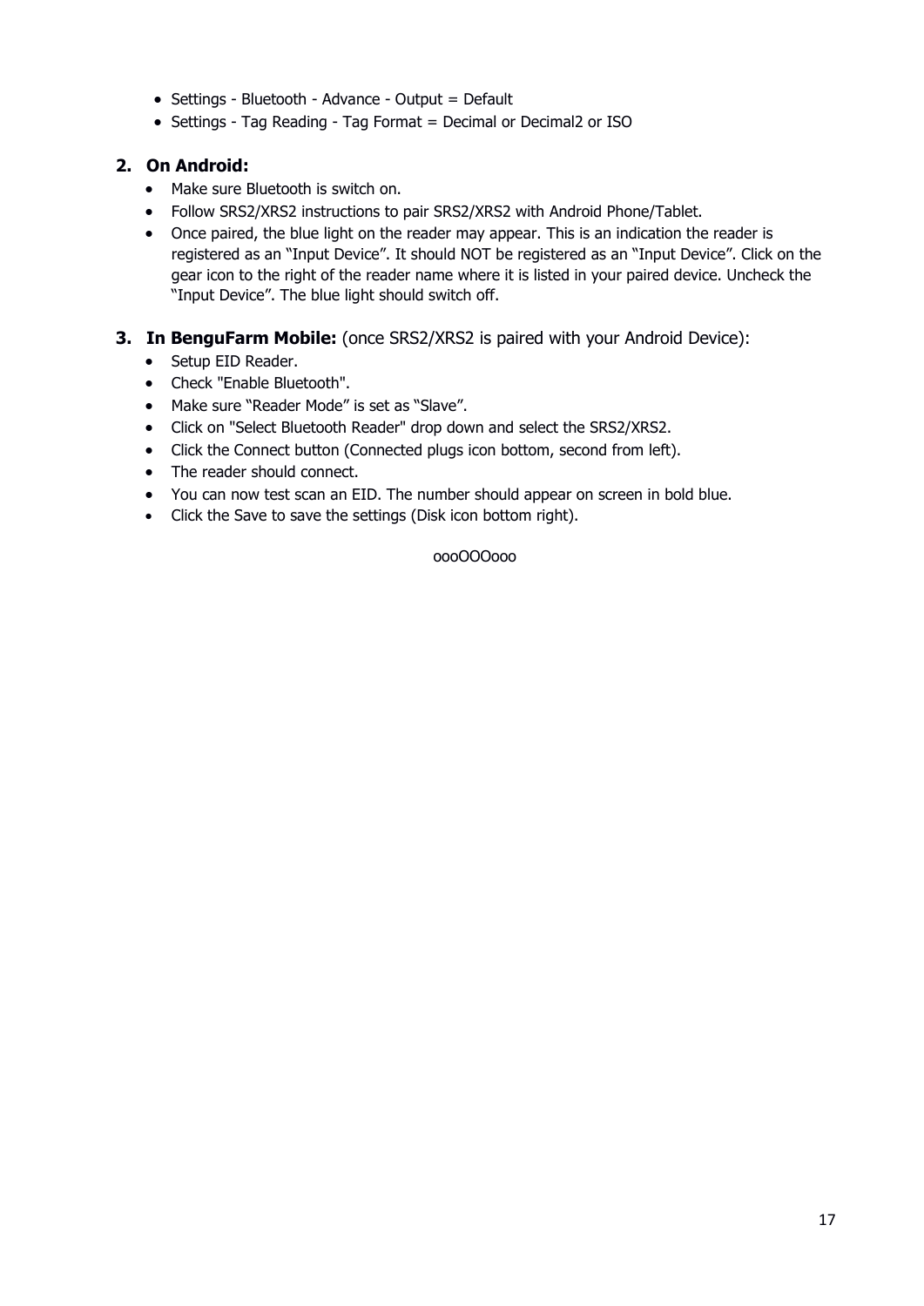- Settings - Bluetooth - Advance - Output = Default
- Settings - Tag Reading - Tag Format = Decimal or Decimal2 or ISO

## 2. On Android:

- Make sure Bluetooth is switch on.
- Follow SRS2/XRS2 instructions to pair SRS2/XRS2 with Android Phone/Tablet.
- Once paired, the blue light on the reader may appear. This is an indication the reader is registered as an "Input Device". It should NOT be registered as an "Input Device". Click on the gear icon to the right of the reader name where it is listed in your paired device. Uncheck the "Input Device". The blue light should switch off.

## 3. In BenguFarm Mobile: (once SRS2/XRS2 is paired with your Android Device):

- Setup EID Reader.
- Check "Enable Bluetooth".
- Make sure "Reader Mode" is set as "Slave".
- Click on "Select Bluetooth Reader" drop down and select the SRS2/XRS2.
- Click the Connect button (Connected plugs icon bottom, second from left).
- The reader should connect.
- You can now test scan an EID. The number should appear on screen in bold blue.
- Click the Save to save the settings (Disk icon bottom right).

oooOOOooo